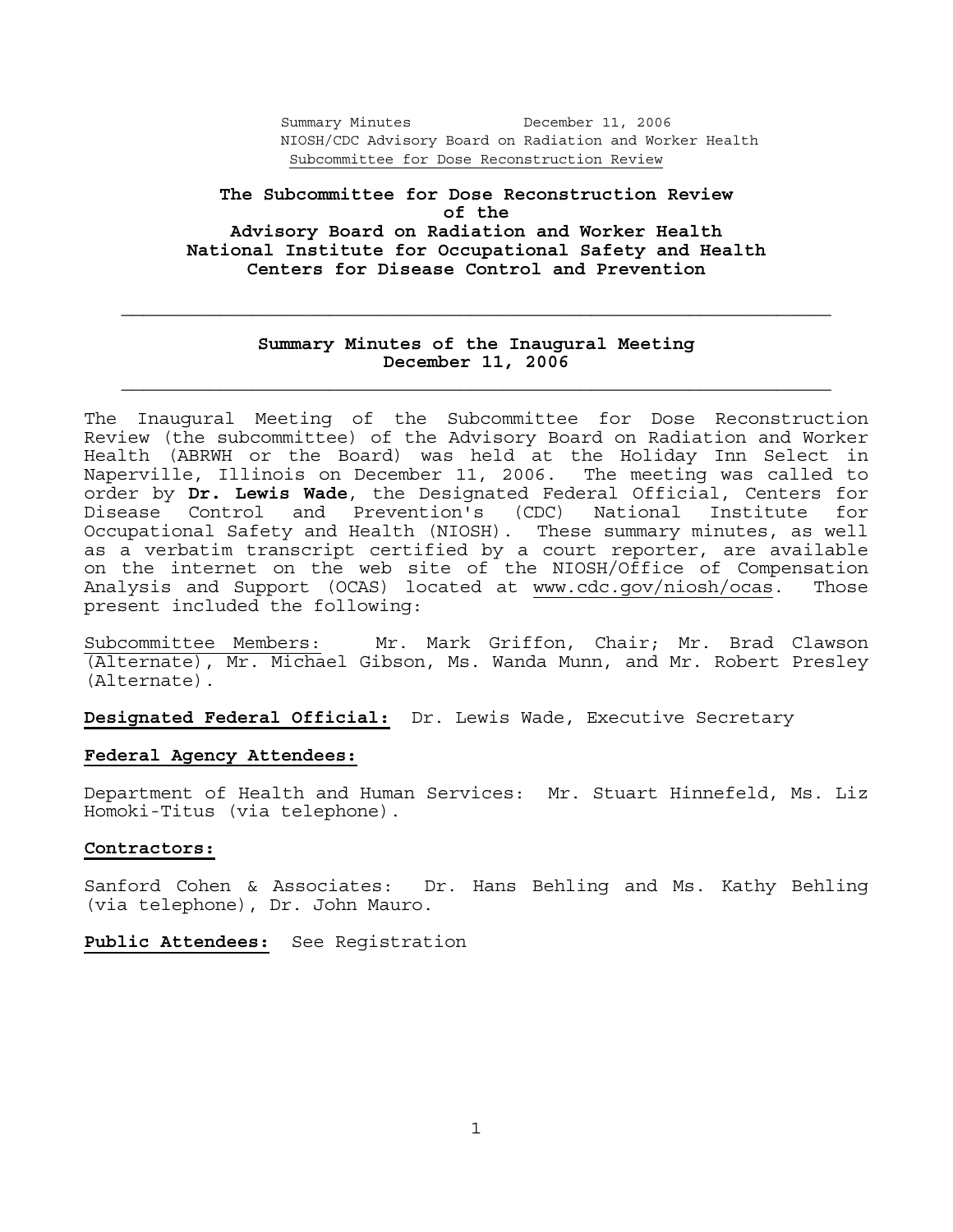# The Subcommittee for Dose Reconstruction Review of the Advisory Board on Radiation and Worker Health National Institute for Occupational Safety and Health Centers for Disease Control and Prevention

---

## Summary Minutes of the Inaugural Meeting December 11, 2006

---

The Inaugural Meeting of the Subcommittee for Dose Reconstruction Review (the subcommittee) of the Advisory Board on Radiation and Worker Health (ABRWH or the Board) was held at the Holiday Inn Select in Naperville, Illinois on December 11, 2006. The meeting was called to order by **Dr. Lewis Wade**, the Designated Federal Official, Centers for Disease Control and Prevention's (CDC) National Institute for Occupational Safety and Health (NIOSH). These summary minutes, as well as a verbatim transcript certified by a court reporter, are available on the internet on the web site of the NIOSH/Office of Compensation Analysis and Support (OCAS) located at www.cdc.gov/niosh/ocas. Those present included the following:

Subcommittee Members: Mr. Mark Griffon, Chair; Mr. Brad Clawson (Alternate), Mr. Michael Gibson, Ms. Wanda Munn, and Mr. Robert Presley (Alternate).

**Designated Federal Official:** Dr. Lewis Wade, Executive Secretary

**Federal Agency Attendees:**

Department of Health and Human Services: Mr. Stuart Hinnefeld, Ms. Liz Homoki-Titus (via telephone).

**Contractors:**

Sanford Cohen & Associates: Dr. Hans Behling and Ms. Kathy Behling (via telephone), Dr. John Mauro.

**Public Attendees:** See Registration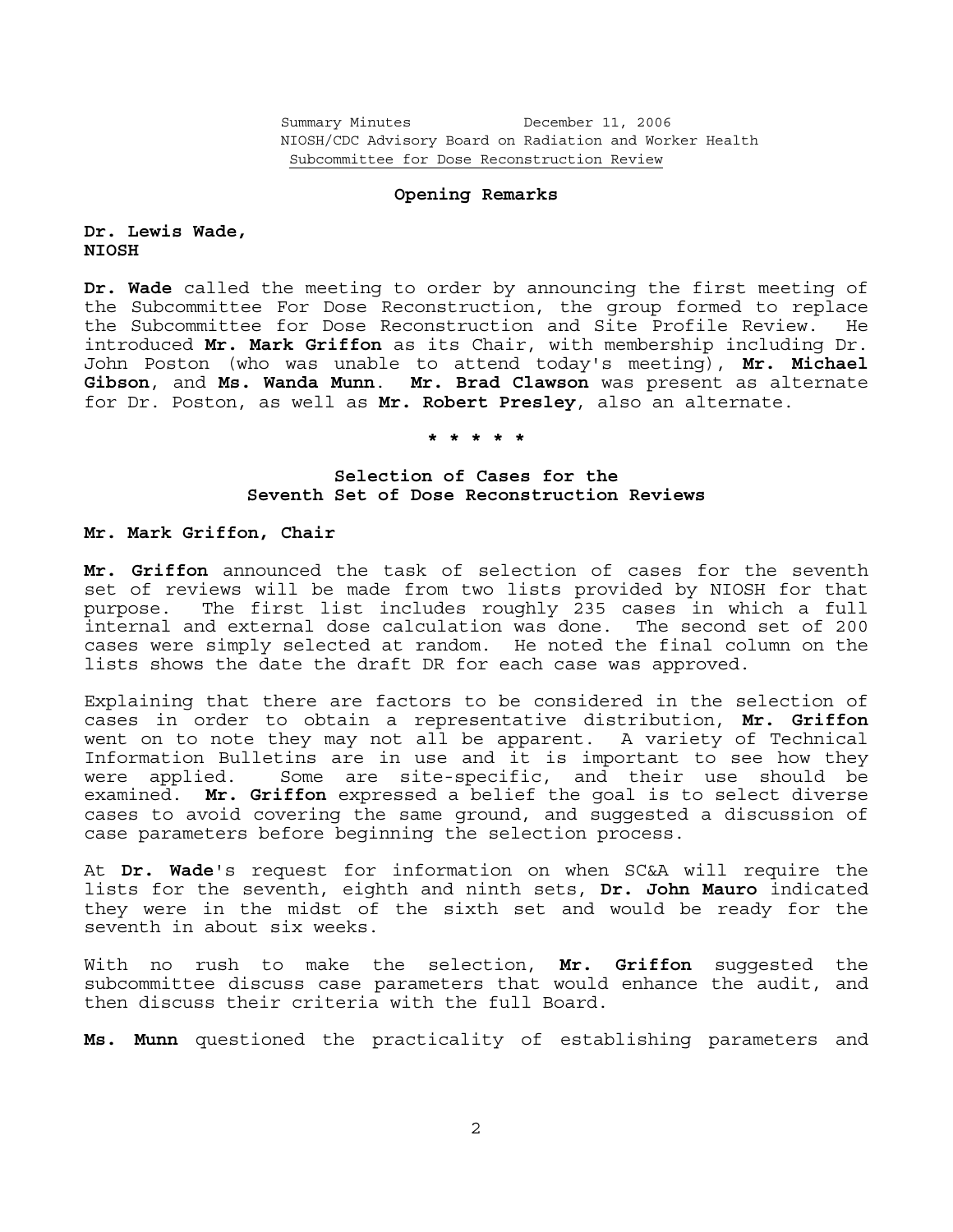Summary Minutes December 11, 2006
NIOSH/CDC Advisory Board on Radiation and Worker Health
Subcommittee for Dose Reconstruction Review

## Opening Remarks

**Dr. Lewis Wade,**
**NIOSH**

**Dr. Wade** called the meeting to order by announcing the first meeting of the Subcommittee For Dose Reconstruction, the group formed to replace the Subcommittee for Dose Reconstruction and Site Profile Review. He introduced **Mr. Mark Griffon** as its Chair, with membership including Dr. John Poston (who was unable to attend today's meeting), **Mr. Michael Gibson**, and **Ms. Wanda Munn**. **Mr. Brad Clawson** was present as alternate for Dr. Poston, as well as **Mr. Robert Presley**, also an alternate.

* * * * *

## Selection of Cases for the Seventh Set of Dose Reconstruction Reviews

**Mr. Mark Griffon, Chair**

**Mr. Griffon** announced the task of selection of cases for the seventh set of reviews will be made from two lists provided by NIOSH for that purpose. The first list includes roughly 235 cases in which a full internal and external dose calculation was done. The second set of 200 cases were simply selected at random. He noted the final column on the lists shows the date the draft DR for each case was approved.

Explaining that there are factors to be considered in the selection of cases in order to obtain a representative distribution, **Mr. Griffon** went on to note they may not all be apparent. A variety of Technical Information Bulletins are in use and it is important to see how they were applied. Some are site-specific, and their use should be examined. **Mr. Griffon** expressed a belief the goal is to select diverse cases to avoid covering the same ground, and suggested a discussion of case parameters before beginning the selection process.

At **Dr. Wade**'s request for information on when SC&A will require the lists for the seventh, eighth and ninth sets, **Dr. John Mauro** indicated they were in the midst of the sixth set and would be ready for the seventh in about six weeks.

With no rush to make the selection, **Mr. Griffon** suggested the subcommittee discuss case parameters that would enhance the audit, and then discuss their criteria with the full Board.

**Ms. Munn** questioned the practicality of establishing parameters and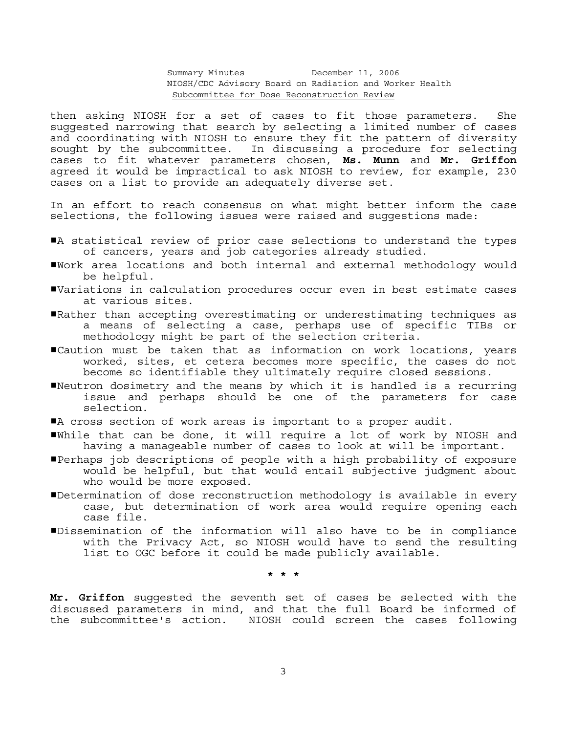then asking NIOSH for a set of cases to fit those parameters. She suggested narrowing that search by selecting a limited number of cases and coordinating with NIOSH to ensure they fit the pattern of diversity sought by the subcommittee. In discussing a procedure for selecting cases to fit whatever parameters chosen, **Ms. Munn** and **Mr. Griffon** agreed it would be impractical to ask NIOSH to review, for example, 230 cases on a list to provide an adequately diverse set.

In an effort to reach consensus on what might better inform the case selections, the following issues were raised and suggestions made:

- A statistical review of prior case selections to understand the types of cancers, years and job categories already studied.
- Work area locations and both internal and external methodology would be helpful.
- Variations in calculation procedures occur even in best estimate cases at various sites.
- Rather than accepting overestimating or underestimating techniques as a means of selecting a case, perhaps use of specific TIBs or methodology might be part of the selection criteria.
- Caution must be taken that as information on work locations, years worked, sites, et cetera becomes more specific, the cases do not become so identifiable they ultimately require closed sessions.
- Neutron dosimetry and the means by which it is handled is a recurring issue and perhaps should be one of the parameters for case selection.
- A cross section of work areas is important to a proper audit.
- While that can be done, it will require a lot of work by NIOSH and having a manageable number of cases to look at will be important.
- Perhaps job descriptions of people with a high probability of exposure would be helpful, but that would entail subjective judgment about who would be more exposed.
- Determination of dose reconstruction methodology is available in every case, but determination of work area would require opening each case file.
- Dissemination of the information will also have to be in compliance with the Privacy Act, so NIOSH would have to send the resulting list to OGC before it could be made publicly available.

\* \* \*

**Mr. Griffon** suggested the seventh set of cases be selected with the discussed parameters in mind, and that the full Board be informed of the subcommittee's action. NIOSH could screen the cases following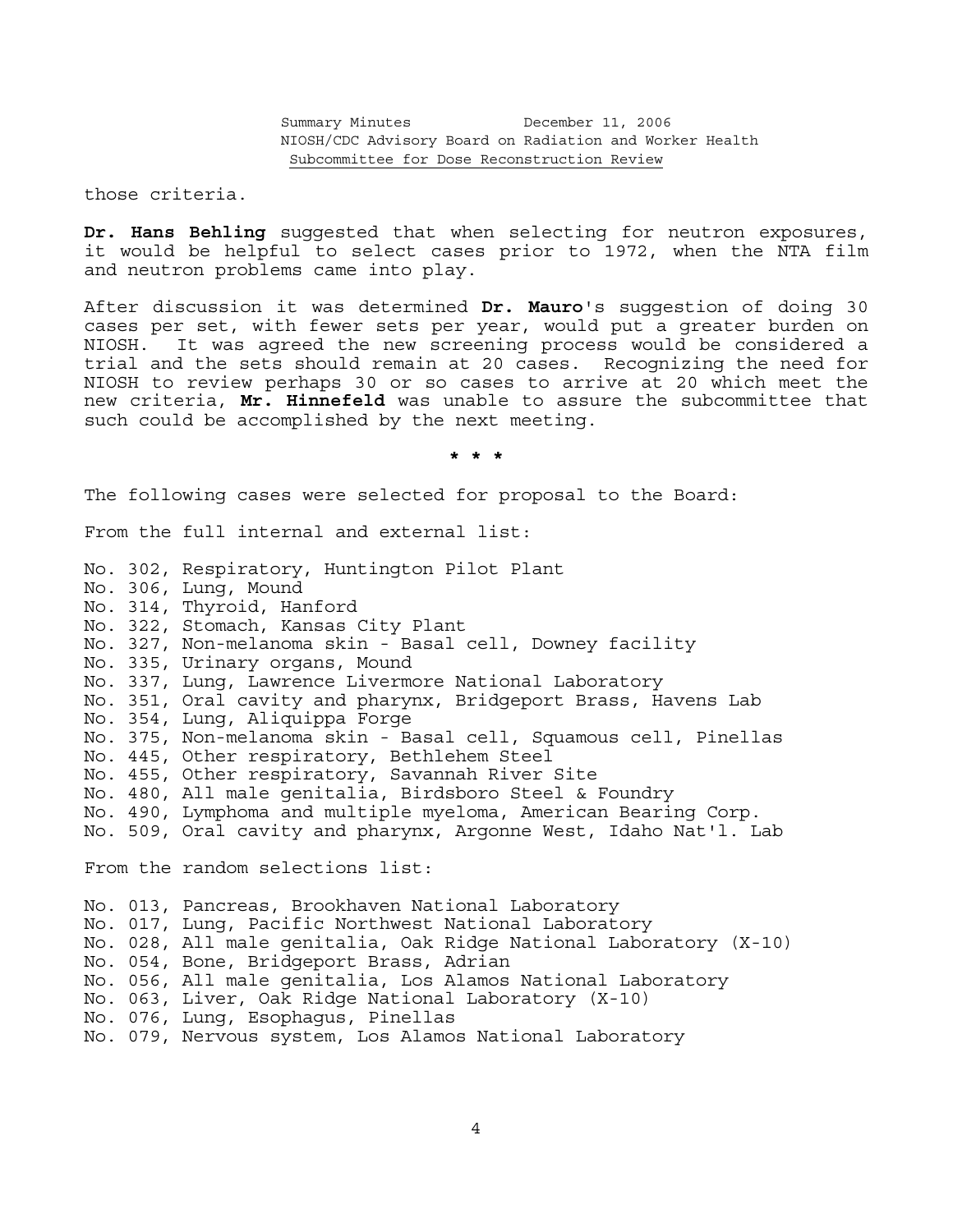those criteria.

**Dr. Hans Behling** suggested that when selecting for neutron exposures, it would be helpful to select cases prior to 1972, when the NTA film and neutron problems came into play.

After discussion it was determined **Dr. Mauro**'s suggestion of doing 30 cases per set, with fewer sets per year, would put a greater burden on NIOSH. It was agreed the new screening process would be considered a trial and the sets should remain at 20 cases. Recognizing the need for NIOSH to review perhaps 30 or so cases to arrive at 20 which meet the new criteria, **Mr. Hinnefeld** was unable to assure the subcommittee that such could be accomplished by the next meeting.

\* \* \*

The following cases were selected for proposal to the Board:

From the full internal and external list:

No. 302, Respiratory, Huntington Pilot Plant
No. 306, Lung, Mound
No. 314, Thyroid, Hanford
No. 322, Stomach, Kansas City Plant
No. 327, Non-melanoma skin - Basal cell, Downey facility
No. 335, Urinary organs, Mound
No. 337, Lung, Lawrence Livermore National Laboratory
No. 351, Oral cavity and pharynx, Bridgeport Brass, Havens Lab
No. 354, Lung, Aliquippa Forge
No. 375, Non-melanoma skin - Basal cell, Squamous cell, Pinellas
No. 445, Other respiratory, Bethlehem Steel
No. 455, Other respiratory, Savannah River Site
No. 480, All male genitalia, Birdsboro Steel & Foundry
No. 490, Lymphoma and multiple myeloma, American Bearing Corp.
No. 509, Oral cavity and pharynx, Argonne West, Idaho Nat'l. Lab

From the random selections list:

No. 013, Pancreas, Brookhaven National Laboratory
No. 017, Lung, Pacific Northwest National Laboratory
No. 028, All male genitalia, Oak Ridge National Laboratory (X-10)
No. 054, Bone, Bridgeport Brass, Adrian
No. 056, All male genitalia, Los Alamos National Laboratory
No. 063, Liver, Oak Ridge National Laboratory (X-10)
No. 076, Lung, Esophagus, Pinellas
No. 079, Nervous system, Los Alamos National Laboratory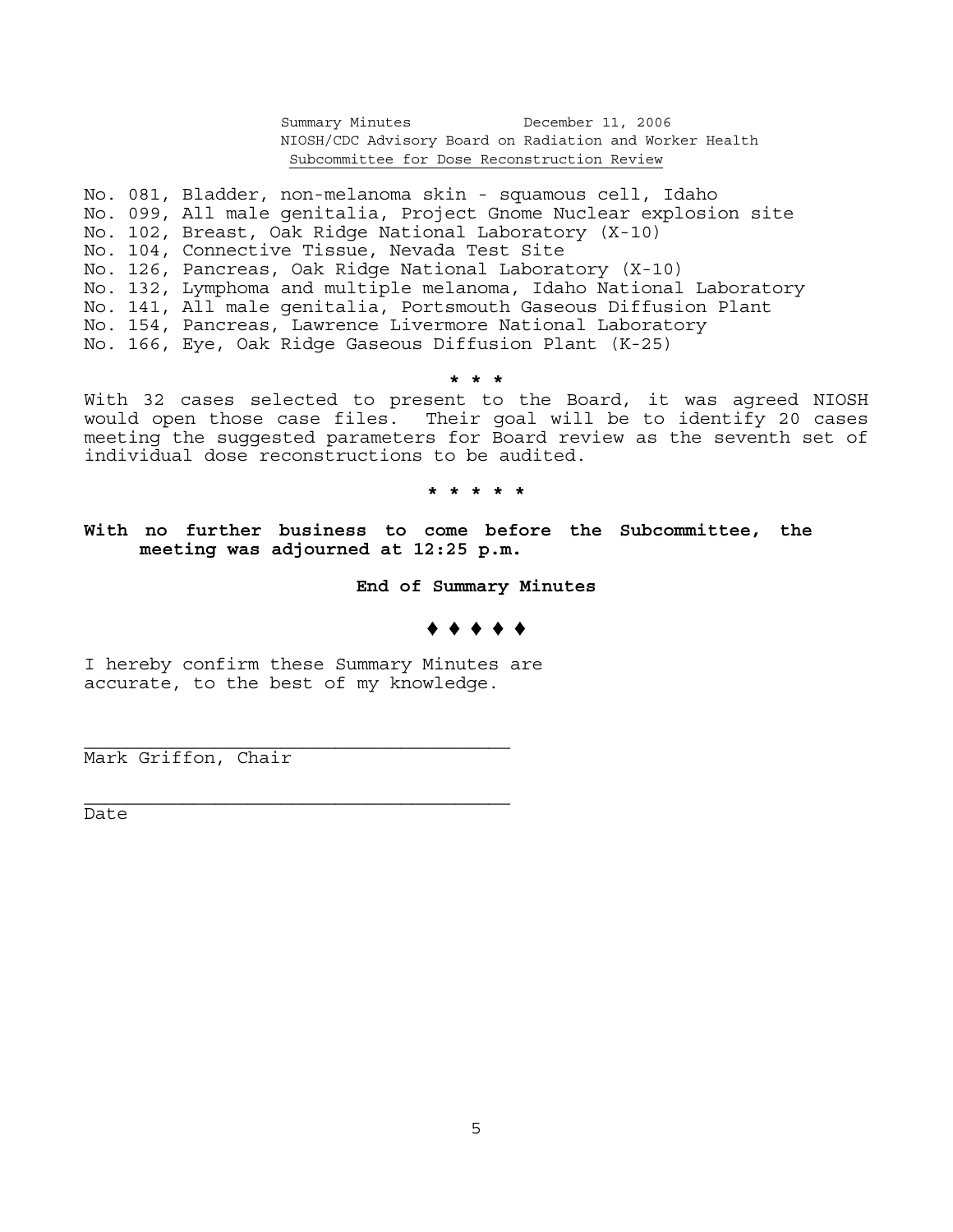No. 081, Bladder, non-melanoma skin - squamous cell, Idaho
No. 099, All male genitalia, Project Gnome Nuclear explosion site
No. 102, Breast, Oak Ridge National Laboratory (X-10)
No. 104, Connective Tissue, Nevada Test Site
No. 126, Pancreas, Oak Ridge National Laboratory (X-10)
No. 132, Lymphoma and multiple melanoma, Idaho National Laboratory
No. 141, All male genitalia, Portsmouth Gaseous Diffusion Plant
No. 154, Pancreas, Lawrence Livermore National Laboratory
No. 166, Eye, Oak Ridge Gaseous Diffusion Plant (K-25)

**\* \* \***

With 32 cases selected to present to the Board, it was agreed NIOSH would open those case files. Their goal will be to identify 20 cases meeting the suggested parameters for Board review as the seventh set of individual dose reconstructions to be audited.

**\* \* \* \* \***

**With no further business to come before the Subcommittee, the meeting was adjourned at 12:25 p.m.**

**End of Summary Minutes**

♦ ♦ ♦ ♦ ♦

I hereby confirm these Summary Minutes are accurate, to the best of my knowledge.

\_\_\_\_\_\_\_\_\_\_\_\_\_\_\_\_\_\_\_\_\_\_\_\_\_\_\_\_\_\_\_\_\_\_\_\_\_\_\_
Mark Griffon, Chair

\_\_\_\_\_\_\_\_\_\_\_\_\_\_\_\_\_\_\_\_\_\_\_\_\_\_\_\_\_\_\_\_\_\_\_\_\_\_\_
Date